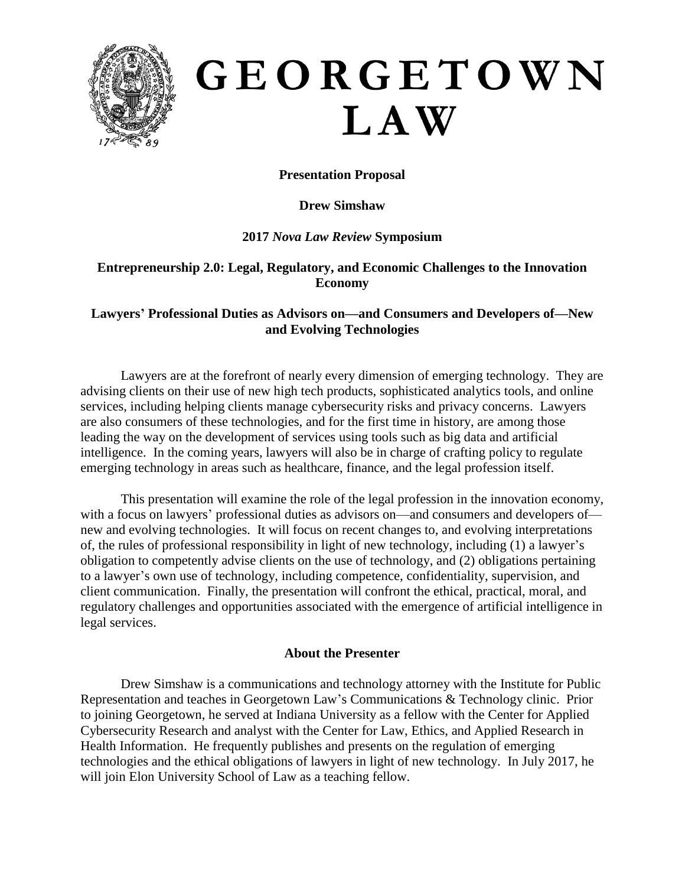# GEORGETOWN LAW

**Presentation Proposal**

**Drew Simshaw**

**2017 *Nova Law Review* Symposium**

**Entrepreneurship 2.0: Legal, Regulatory, and Economic Challenges to the Innovation Economy**

**Lawyers' Professional Duties as Advisors on—and Consumers and Developers of—New and Evolving Technologies**

Lawyers are at the forefront of nearly every dimension of emerging technology. They are advising clients on their use of new high tech products, sophisticated analytics tools, and online services, including helping clients manage cybersecurity risks and privacy concerns. Lawyers are also consumers of these technologies, and for the first time in history, are among those leading the way on the development of services using tools such as big data and artificial intelligence. In the coming years, lawyers will also be in charge of crafting policy to regulate emerging technology in areas such as healthcare, finance, and the legal profession itself.

This presentation will examine the role of the legal profession in the innovation economy, with a focus on lawyers' professional duties as advisors on—and consumers and developers of—new and evolving technologies. It will focus on recent changes to, and evolving interpretations of, the rules of professional responsibility in light of new technology, including (1) a lawyer's obligation to competently advise clients on the use of technology, and (2) obligations pertaining to a lawyer's own use of technology, including competence, confidentiality, supervision, and client communication. Finally, the presentation will confront the ethical, practical, moral, and regulatory challenges and opportunities associated with the emergence of artificial intelligence in legal services.

**About the Presenter**

Drew Simshaw is a communications and technology attorney with the Institute for Public Representation and teaches in Georgetown Law's Communications & Technology clinic. Prior to joining Georgetown, he served at Indiana University as a fellow with the Center for Applied Cybersecurity Research and analyst with the Center for Law, Ethics, and Applied Research in Health Information. He frequently publishes and presents on the regulation of emerging technologies and the ethical obligations of lawyers in light of new technology. In July 2017, he will join Elon University School of Law as a teaching fellow.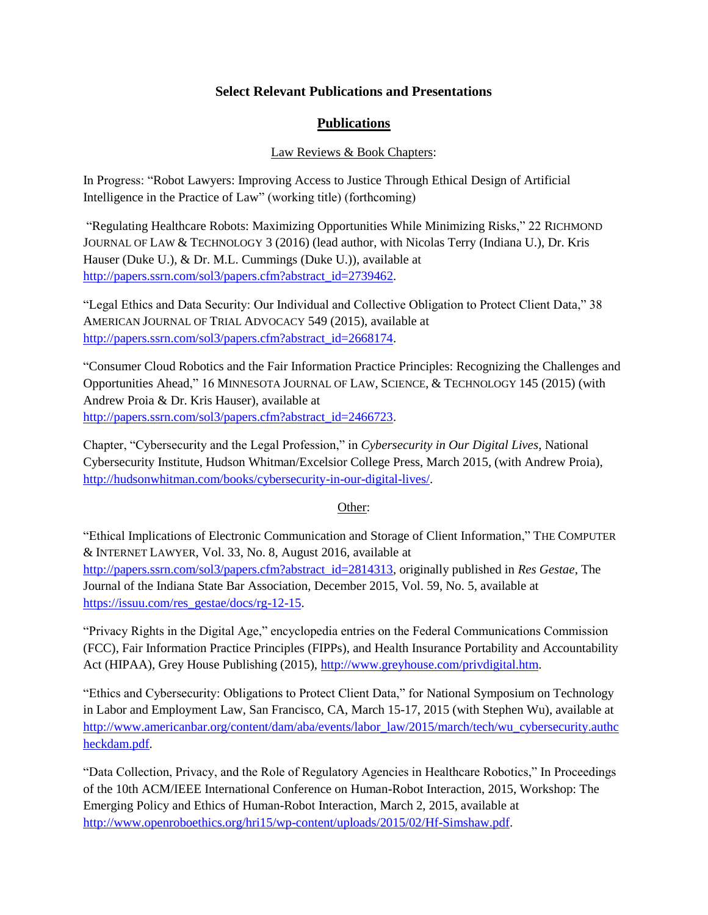## Select Relevant Publications and Presentations

### Publications

Law Reviews & Book Chapters:

In Progress: "Robot Lawyers: Improving Access to Justice Through Ethical Design of Artificial Intelligence in the Practice of Law" (working title) (forthcoming)

"Regulating Healthcare Robots: Maximizing Opportunities While Minimizing Risks," 22 RICHMOND JOURNAL OF LAW & TECHNOLOGY 3 (2016) (lead author, with Nicolas Terry (Indiana U.), Dr. Kris Hauser (Duke U.), & Dr. M.L. Cummings (Duke U.)), available at http://papers.ssrn.com/sol3/papers.cfm?abstract_id=2739462.

"Legal Ethics and Data Security: Our Individual and Collective Obligation to Protect Client Data," 38 AMERICAN JOURNAL OF TRIAL ADVOCACY 549 (2015), available at http://papers.ssrn.com/sol3/papers.cfm?abstract_id=2668174.

"Consumer Cloud Robotics and the Fair Information Practice Principles: Recognizing the Challenges and Opportunities Ahead," 16 MINNESOTA JOURNAL OF LAW, SCIENCE, & TECHNOLOGY 145 (2015) (with Andrew Proia & Dr. Kris Hauser), available at http://papers.ssrn.com/sol3/papers.cfm?abstract_id=2466723.

Chapter, "Cybersecurity and the Legal Profession," in *Cybersecurity in Our Digital Lives*, National Cybersecurity Institute, Hudson Whitman/Excelsior College Press, March 2015, (with Andrew Proia), http://hudsonwhitman.com/books/cybersecurity-in-our-digital-lives/.

Other:

"Ethical Implications of Electronic Communication and Storage of Client Information," THE COMPUTER & INTERNET LAWYER, Vol. 33, No. 8, August 2016, available at http://papers.ssrn.com/sol3/papers.cfm?abstract_id=2814313, originally published in *Res Gestae*, The Journal of the Indiana State Bar Association, December 2015, Vol. 59, No. 5, available at https://issuu.com/res_gestae/docs/rg-12-15.

"Privacy Rights in the Digital Age," encyclopedia entries on the Federal Communications Commission (FCC), Fair Information Practice Principles (FIPPs), and Health Insurance Portability and Accountability Act (HIPAA), Grey House Publishing (2015), http://www.greyhouse.com/privdigital.htm.

"Ethics and Cybersecurity: Obligations to Protect Client Data," for National Symposium on Technology in Labor and Employment Law, San Francisco, CA, March 15-17, 2015 (with Stephen Wu), available at http://www.americanbar.org/content/dam/aba/events/labor_law/2015/march/tech/wu_cybersecurity.authcheckdam.pdf.

"Data Collection, Privacy, and the Role of Regulatory Agencies in Healthcare Robotics," In Proceedings of the 10th ACM/IEEE International Conference on Human-Robot Interaction, 2015, Workshop: The Emerging Policy and Ethics of Human-Robot Interaction, March 2, 2015, available at http://www.openroboethics.org/hri15/wp-content/uploads/2015/02/Hf-Simshaw.pdf.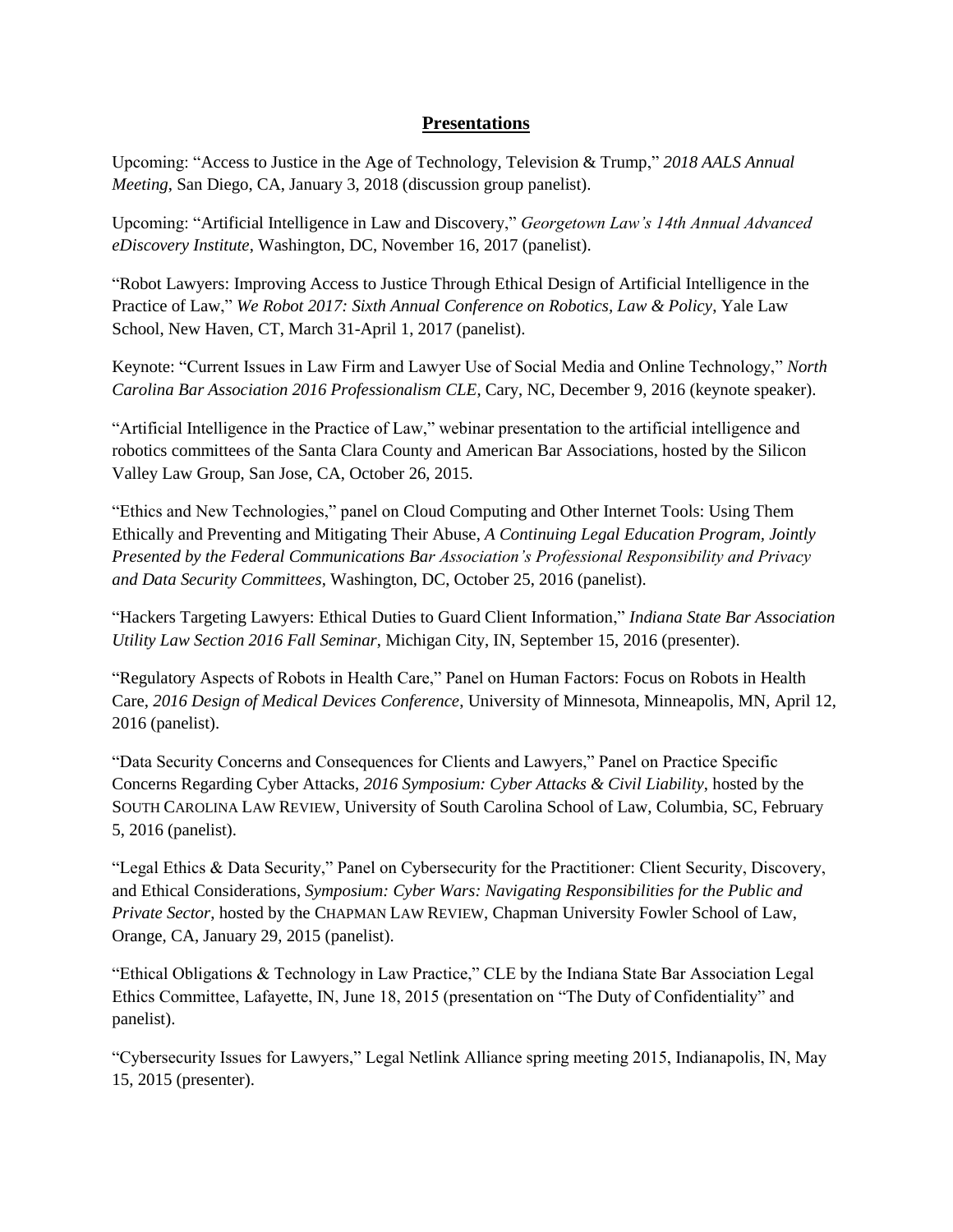## **Presentations**

Upcoming: "Access to Justice in the Age of Technology, Television & Trump," *2018 AALS Annual Meeting*, San Diego, CA, January 3, 2018 (discussion group panelist).

Upcoming: "Artificial Intelligence in Law and Discovery," *Georgetown Law's 14th Annual Advanced eDiscovery Institute*, Washington, DC, November 16, 2017 (panelist).

"Robot Lawyers: Improving Access to Justice Through Ethical Design of Artificial Intelligence in the Practice of Law," *We Robot 2017: Sixth Annual Conference on Robotics, Law & Policy*, Yale Law School, New Haven, CT, March 31-April 1, 2017 (panelist).

Keynote: "Current Issues in Law Firm and Lawyer Use of Social Media and Online Technology," *North Carolina Bar Association 2016 Professionalism CLE*, Cary, NC, December 9, 2016 (keynote speaker).

"Artificial Intelligence in the Practice of Law," webinar presentation to the artificial intelligence and robotics committees of the Santa Clara County and American Bar Associations, hosted by the Silicon Valley Law Group, San Jose, CA, October 26, 2015.

"Ethics and New Technologies," panel on Cloud Computing and Other Internet Tools: Using Them Ethically and Preventing and Mitigating Their Abuse, *A Continuing Legal Education Program, Jointly Presented by the Federal Communications Bar Association's Professional Responsibility and Privacy and Data Security Committees*, Washington, DC, October 25, 2016 (panelist).

"Hackers Targeting Lawyers: Ethical Duties to Guard Client Information," *Indiana State Bar Association Utility Law Section 2016 Fall Seminar*, Michigan City, IN, September 15, 2016 (presenter).

"Regulatory Aspects of Robots in Health Care," Panel on Human Factors: Focus on Robots in Health Care, *2016 Design of Medical Devices Conference*, University of Minnesota, Minneapolis, MN, April 12, 2016 (panelist).

"Data Security Concerns and Consequences for Clients and Lawyers," Panel on Practice Specific Concerns Regarding Cyber Attacks, *2016 Symposium: Cyber Attacks & Civil Liability*, hosted by the SOUTH CAROLINA LAW REVIEW, University of South Carolina School of Law, Columbia, SC, February 5, 2016 (panelist).

"Legal Ethics & Data Security," Panel on Cybersecurity for the Practitioner: Client Security, Discovery, and Ethical Considerations, *Symposium: Cyber Wars: Navigating Responsibilities for the Public and Private Sector*, hosted by the CHAPMAN LAW REVIEW, Chapman University Fowler School of Law, Orange, CA, January 29, 2015 (panelist).

"Ethical Obligations & Technology in Law Practice," CLE by the Indiana State Bar Association Legal Ethics Committee, Lafayette, IN, June 18, 2015 (presentation on "The Duty of Confidentiality" and panelist).

"Cybersecurity Issues for Lawyers," Legal Netlink Alliance spring meeting 2015, Indianapolis, IN, May 15, 2015 (presenter).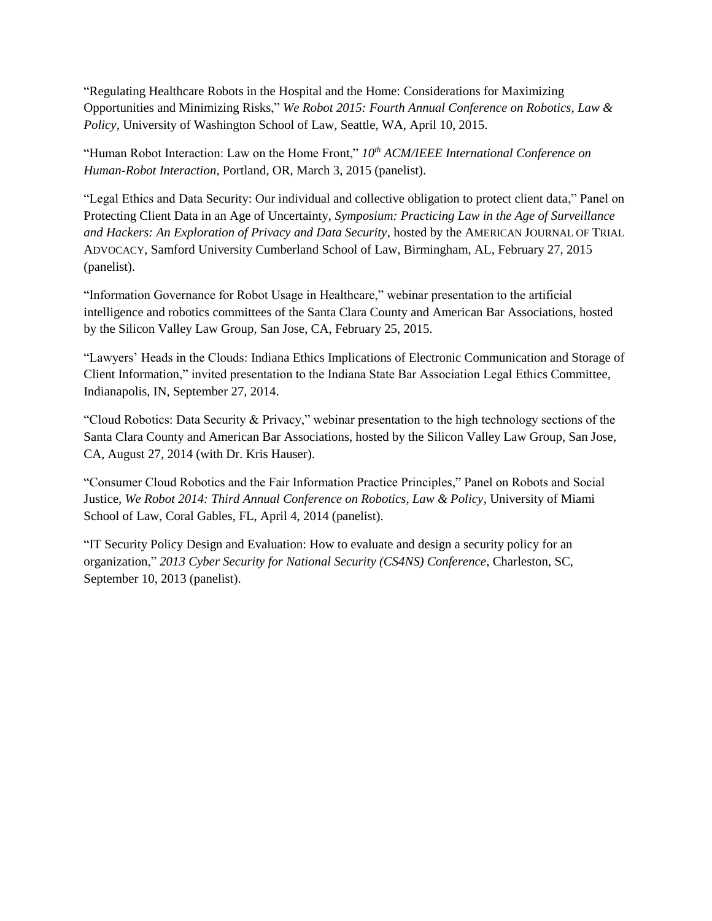"Regulating Healthcare Robots in the Hospital and the Home: Considerations for Maximizing Opportunities and Minimizing Risks," *We Robot 2015: Fourth Annual Conference on Robotics, Law & Policy*, University of Washington School of Law, Seattle, WA, April 10, 2015.

"Human Robot Interaction: Law on the Home Front," *10th ACM/IEEE International Conference on Human-Robot Interaction*, Portland, OR, March 3, 2015 (panelist).

"Legal Ethics and Data Security: Our individual and collective obligation to protect client data," Panel on Protecting Client Data in an Age of Uncertainty, *Symposium: Practicing Law in the Age of Surveillance and Hackers: An Exploration of Privacy and Data Security*, hosted by the AMERICAN JOURNAL OF TRIAL ADVOCACY, Samford University Cumberland School of Law, Birmingham, AL, February 27, 2015 (panelist).

"Information Governance for Robot Usage in Healthcare," webinar presentation to the artificial intelligence and robotics committees of the Santa Clara County and American Bar Associations, hosted by the Silicon Valley Law Group, San Jose, CA, February 25, 2015.

"Lawyers' Heads in the Clouds: Indiana Ethics Implications of Electronic Communication and Storage of Client Information," invited presentation to the Indiana State Bar Association Legal Ethics Committee, Indianapolis, IN, September 27, 2014.

"Cloud Robotics: Data Security & Privacy," webinar presentation to the high technology sections of the Santa Clara County and American Bar Associations, hosted by the Silicon Valley Law Group, San Jose, CA, August 27, 2014 (with Dr. Kris Hauser).

"Consumer Cloud Robotics and the Fair Information Practice Principles," Panel on Robots and Social Justice, *We Robot 2014: Third Annual Conference on Robotics, Law & Policy*, University of Miami School of Law, Coral Gables, FL, April 4, 2014 (panelist).

"IT Security Policy Design and Evaluation: How to evaluate and design a security policy for an organization," *2013 Cyber Security for National Security (CS4NS) Conference*, Charleston, SC, September 10, 2013 (panelist).